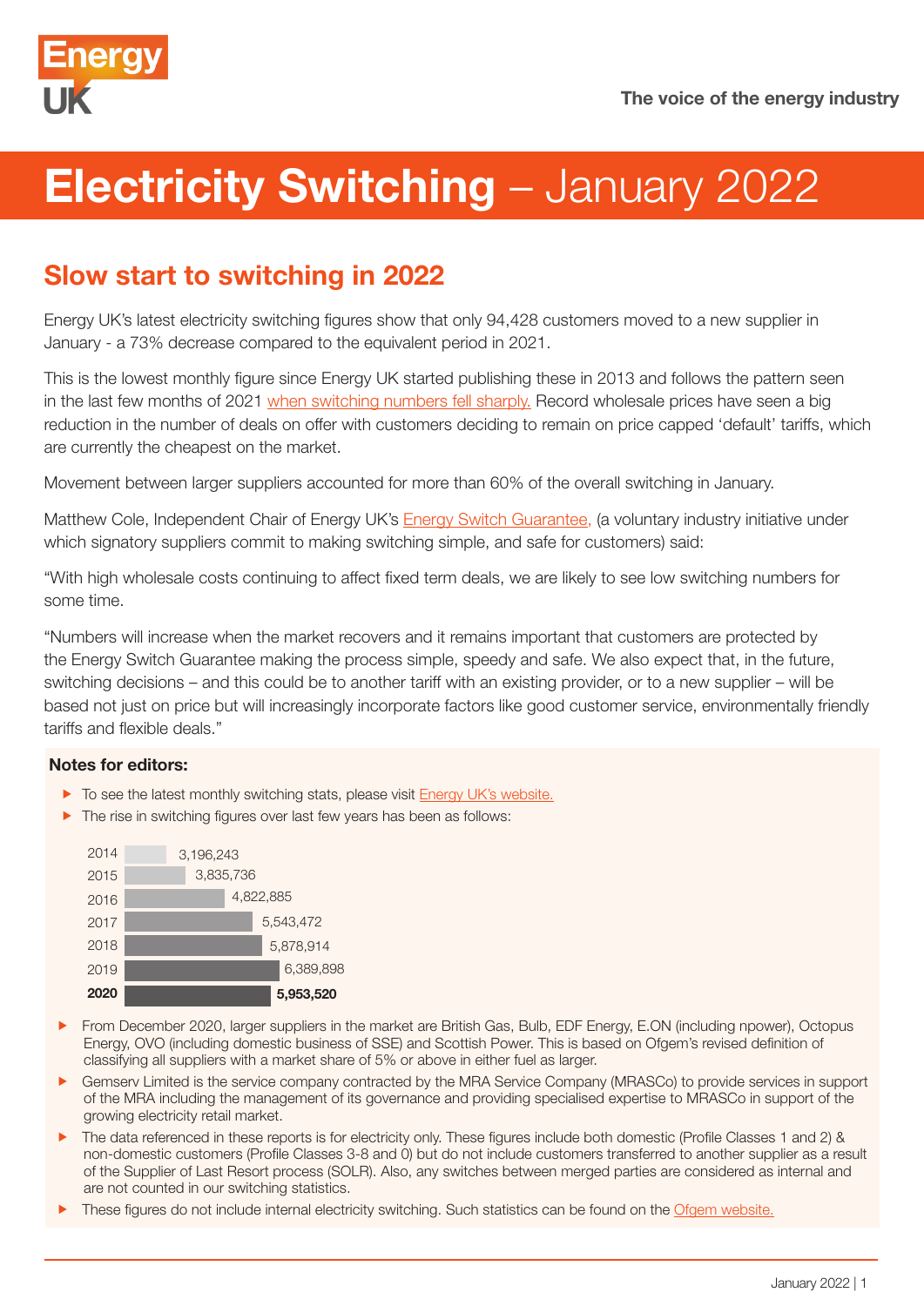Energy UK

The voice of the energy industry

# Electricity Switching – January 2022

## Slow start to switching in 2022

Energy UK's latest electricity switching figures show that only 94,428 customers moved to a new supplier in January - a 73% decrease compared to the equivalent period in 2021.

This is the lowest monthly figure since Energy UK started publishing these in 2013 and follows the pattern seen in the last few months of 2021 when switching numbers fell sharply. Record wholesale prices have seen a big reduction in the number of deals on offer with customers deciding to remain on price capped 'default' tariffs, which are currently the cheapest on the market.

Movement between larger suppliers accounted for more than 60% of the overall switching in January.

Matthew Cole, Independent Chair of Energy UK's Energy Switch Guarantee, (a voluntary industry initiative under which signatory suppliers commit to making switching simple, and safe for customers) said:

"With high wholesale costs continuing to affect fixed term deals, we are likely to see low switching numbers for some time.

"Numbers will increase when the market recovers and it remains important that customers are protected by the Energy Switch Guarantee making the process simple, speedy and safe. We also expect that, in the future, switching decisions – and this could be to another tariff with an existing provider, or to a new supplier – will be based not just on price but will increasingly incorporate factors like good customer service, environmentally friendly tariffs and flexible deals."

**Notes for editors:**

- To see the latest monthly switching stats, please visit Energy UK's website.
- The rise in switching figures over last few years has been as follows:

| Year | Switches |
| --- | --- |
| 2014 | 3,196,243 |
| 2015 | 3,835,736 |
| 2016 | 4,822,885 |
| 2017 | 5,543,472 |
| 2018 | 5,878,914 |
| 2019 | 6,389,898 |
| **2020** | **5,953,520** |

- From December 2020, larger suppliers in the market are British Gas, Bulb, EDF Energy, E.ON (including npower), Octopus Energy, OVO (including domestic business of SSE) and Scottish Power. This is based on Ofgem's revised definition of classifying all suppliers with a market share of 5% or above in either fuel as larger.
- Gemserv Limited is the service company contracted by the MRA Service Company (MRASCo) to provide services in support of the MRA including the management of its governance and providing specialised expertise to MRASCo in support of the growing electricity retail market.
- The data referenced in these reports is for electricity only. These figures include both domestic (Profile Classes 1 and 2) & non-domestic customers (Profile Classes 3-8 and 0) but do not include customers transferred to another supplier as a result of the Supplier of Last Resort process (SOLR). Also, any switches between merged parties are considered as internal and are not counted in our switching statistics.
- These figures do not include internal electricity switching. Such statistics can be found on the Ofgem website.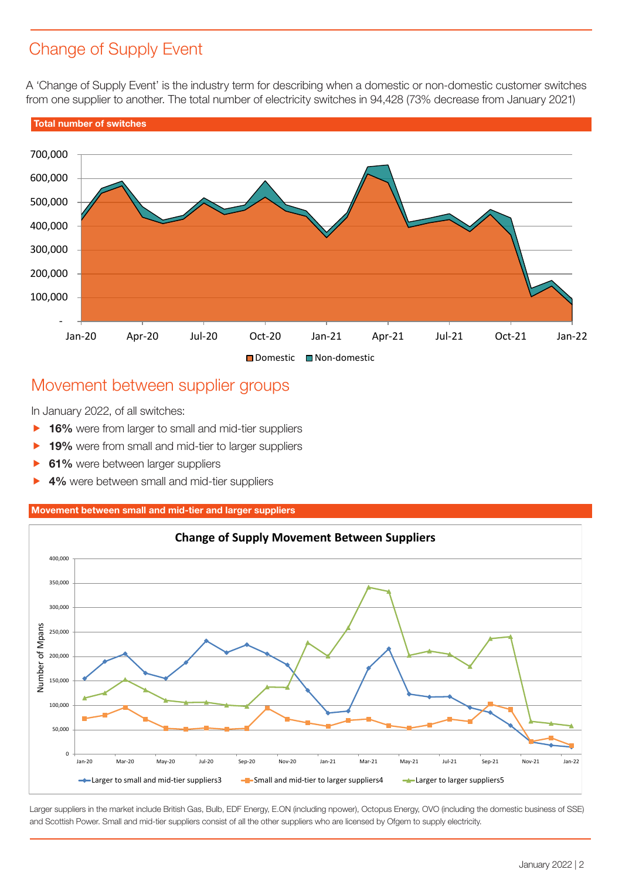## Change of Supply Event

A 'Change of Supply Event' is the industry term for describing when a domestic or non-domestic customer switches from one supplier to another. The total number of electricity switches in 94,428 (73% decrease from January 2021)

**Total number of switches**

## Movement between supplier groups

In January 2022, of all switches:

- **16%** were from larger to small and mid-tier suppliers
- **19%** were from small and mid-tier to larger suppliers
- **61%** were between larger suppliers
- **4%** were between small and mid-tier suppliers

**Movement between small and mid-tier and larger suppliers**

Larger suppliers in the market include British Gas, Bulb, EDF Energy, E.ON (including npower), Octopus Energy, OVO (including the domestic business of SSE) and Scottish Power. Small and mid-tier suppliers consist of all the other suppliers who are licensed by Ofgem to supply electricity.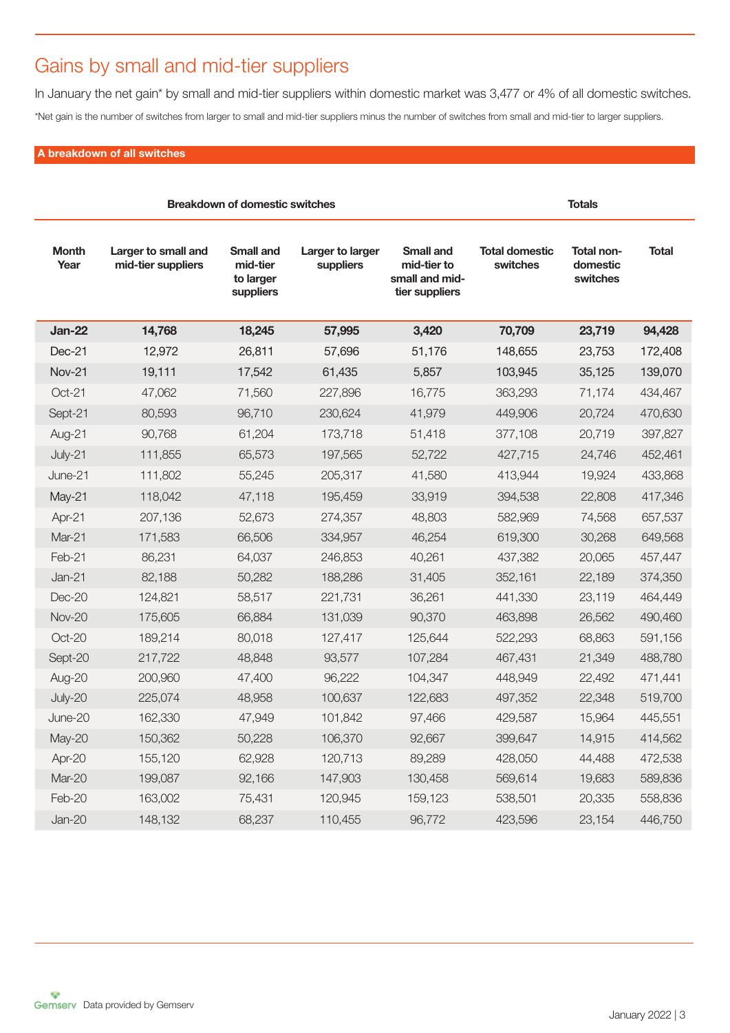# Gains by small and mid-tier suppliers

In January the net gain* by small and mid-tier suppliers within domestic market was 3,477 or 4% of all domestic switches.

*Net gain is the number of switches from larger to small and mid-tier suppliers minus the number of switches from small and mid-tier to larger suppliers.

**A breakdown of all switches**

| | Breakdown of domestic switches | | | | Totals | | |
|---|---|---|---|---|---|---|---|
| **Month Year** | **Larger to small and mid-tier suppliers** | **Small and mid-tier to larger suppliers** | **Larger to larger suppliers** | **Small and mid-tier to small and mid-tier suppliers** | **Total domestic switches** | **Total non-domestic switches** | **Total** |
| **Jan-22** | **14,768** | **18,245** | **57,995** | **3,420** | **70,709** | **23,719** | **94,428** |
| Dec-21 | 12,972 | 26,811 | 57,696 | 51,176 | 148,655 | 23,753 | 172,408 |
| Nov-21 | 19,111 | 17,542 | 61,435 | 5,857 | 103,945 | 35,125 | 139,070 |
| Oct-21 | 47,062 | 71,560 | 227,896 | 16,775 | 363,293 | 71,174 | 434,467 |
| Sept-21 | 80,593 | 96,710 | 230,624 | 41,979 | 449,906 | 20,724 | 470,630 |
| Aug-21 | 90,768 | 61,204 | 173,718 | 51,418 | 377,108 | 20,719 | 397,827 |
| July-21 | 111,855 | 65,573 | 197,565 | 52,722 | 427,715 | 24,746 | 452,461 |
| June-21 | 111,802 | 55,245 | 205,317 | 41,580 | 413,944 | 19,924 | 433,868 |
| May-21 | 118,042 | 47,118 | 195,459 | 33,919 | 394,538 | 22,808 | 417,346 |
| Apr-21 | 207,136 | 52,673 | 274,357 | 48,803 | 582,969 | 74,568 | 657,537 |
| Mar-21 | 171,583 | 66,506 | 334,957 | 46,254 | 619,300 | 30,268 | 649,568 |
| Feb-21 | 86,231 | 64,037 | 246,853 | 40,261 | 437,382 | 20,065 | 457,447 |
| Jan-21 | 82,188 | 50,282 | 188,286 | 31,405 | 352,161 | 22,189 | 374,350 |
| Dec-20 | 124,821 | 58,517 | 221,731 | 36,261 | 441,330 | 23,119 | 464,449 |
| Nov-20 | 175,605 | 66,884 | 131,039 | 90,370 | 463,898 | 26,562 | 490,460 |
| Oct-20 | 189,214 | 80,018 | 127,417 | 125,644 | 522,293 | 68,863 | 591,156 |
| Sept-20 | 217,722 | 48,848 | 93,577 | 107,284 | 467,431 | 21,349 | 488,780 |
| Aug-20 | 200,960 | 47,400 | 96,222 | 104,347 | 448,949 | 22,492 | 471,441 |
| July-20 | 225,074 | 48,958 | 100,637 | 122,683 | 497,352 | 22,348 | 519,700 |
| June-20 | 162,330 | 47,949 | 101,842 | 97,466 | 429,587 | 15,964 | 445,551 |
| May-20 | 150,362 | 50,228 | 106,370 | 92,667 | 399,647 | 14,915 | 414,562 |
| Apr-20 | 155,120 | 62,928 | 120,713 | 89,289 | 428,050 | 44,488 | 472,538 |
| Mar-20 | 199,087 | 92,166 | 147,903 | 130,458 | 569,614 | 19,683 | 589,836 |
| Feb-20 | 163,002 | 75,431 | 120,945 | 159,123 | 538,501 | 20,335 | 558,836 |
| Jan-20 | 148,132 | 68,237 | 110,455 | 96,772 | 423,596 | 23,154 | 446,750 |

Gemserv Data provided by Gemserv